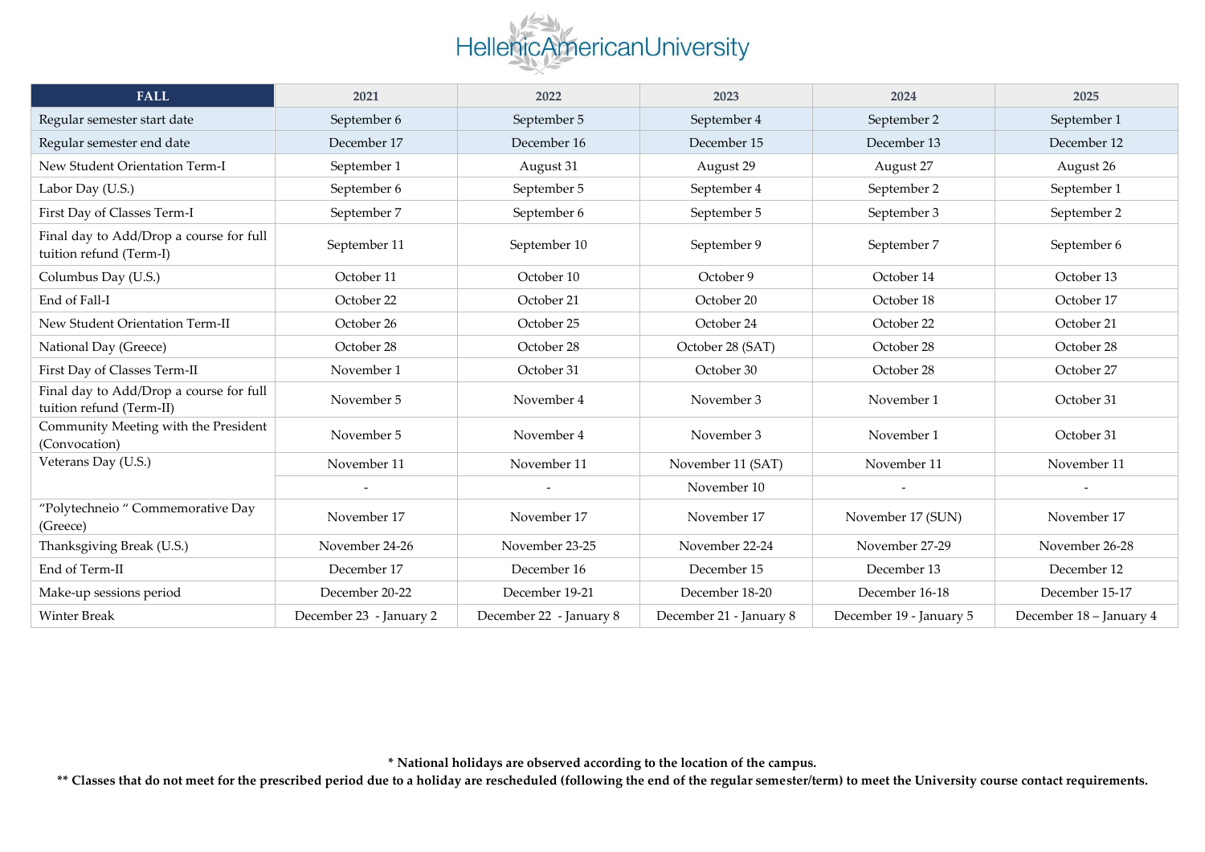# HellenicAmericanUniversity

| FALL | 2021 | 2022 | 2023 | 2024 | 2025 |
|---|---|---|---|---|---|
| Regular semester start date | September 6 | September 5 | September 4 | September 2 | September 1 |
| Regular semester end date | December 17 | December 16 | December 15 | December 13 | December 12 |
| New Student Orientation Term-I | September 1 | August 31 | August 29 | August 27 | August 26 |
| Labor Day (U.S.) | September 6 | September 5 | September 4 | September 2 | September 1 |
| First Day of Classes Term-I | September 7 | September 6 | September 5 | September 3 | September 2 |
| Final day to Add/Drop a course for full tuition refund (Term-I) | September 11 | September 10 | September 9 | September 7 | September 6 |
| Columbus Day (U.S.) | October 11 | October 10 | October 9 | October 14 | October 13 |
| End of Fall-I | October 22 | October 21 | October 20 | October 18 | October 17 |
| New Student Orientation Term-II | October 26 | October 25 | October 24 | October 22 | October 21 |
| National Day (Greece) | October 28 | October 28 | October 28 (SAT) | October 28 | October 28 |
| First Day of Classes Term-II | November 1 | October 31 | October 30 | October 28 | October 27 |
| Final day to Add/Drop a course for full tuition refund (Term-II) | November 5 | November 4 | November 3 | November 1 | October 31 |
| Community Meeting with the President (Convocation) | November 5 | November 4 | November 3 | November 1 | October 31 |
| Veterans Day (U.S.) | November 11 | November 11 | November 11 (SAT) | November 11 | November 11 |
| | - | - | November 10 | - | - |
| "Polytechneio " Commemorative Day (Greece) | November 17 | November 17 | November 17 | November 17 (SUN) | November 17 |
| Thanksgiving Break (U.S.) | November 24-26 | November 23-25 | November 22-24 | November 27-29 | November 26-28 |
| End of Term-II | December 17 | December 16 | December 15 | December 13 | December 12 |
| Make-up sessions period | December 20-22 | December 19-21 | December 18-20 | December 16-18 | December 15-17 |
| Winter Break | December 23 - January 2 | December 22 - January 8 | December 21 - January 8 | December 19 - January 5 | December 18 – January 4 |

**\* National holidays are observed according to the location of the campus.**

**\*\* Classes that do not meet for the prescribed period due to a holiday are rescheduled (following the end of the regular semester/term) to meet the University course contact requirements.**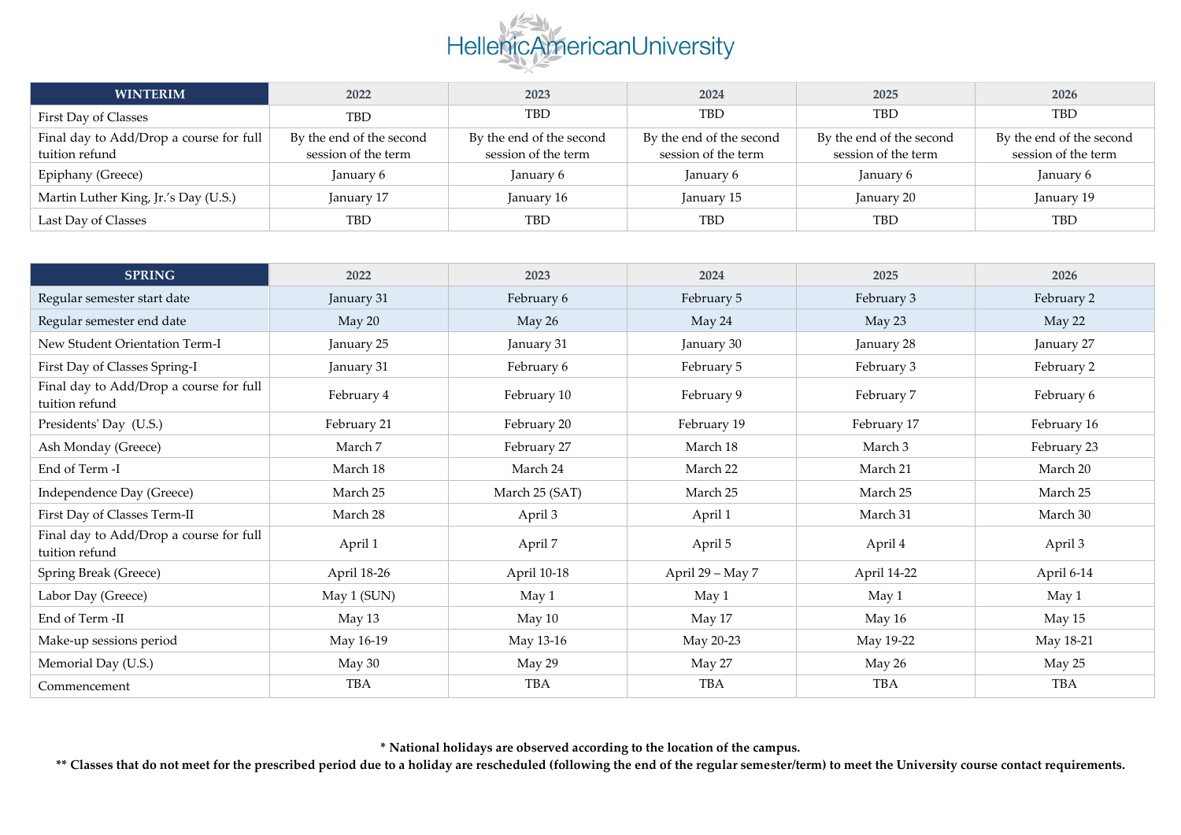# HellenicAmericanUniversity

| WINTERIM | 2022 | 2023 | 2024 | 2025 | 2026 |
|---|---|---|---|---|---|
| First Day of Classes | TBD | TBD | TBD | TBD | TBD |
| Final day to Add/Drop a course for full tuition refund | By the end of the second session of the term | By the end of the second session of the term | By the end of the second session of the term | By the end of the second session of the term | By the end of the second session of the term |
| Epiphany (Greece) | January 6 | January 6 | January 6 | January 6 | January 6 |
| Martin Luther King, Jr.'s Day (U.S.) | January 17 | January 16 | January 15 | January 20 | January 19 |
| Last Day of Classes | TBD | TBD | TBD | TBD | TBD |

| SPRING | 2022 | 2023 | 2024 | 2025 | 2026 |
|---|---|---|---|---|---|
| Regular semester start date | January 31 | February 6 | February 5 | February 3 | February 2 |
| Regular semester end date | May 20 | May 26 | May 24 | May 23 | May 22 |
| New Student Orientation Term-I | January 25 | January 31 | January 30 | January 28 | January 27 |
| First Day of Classes Spring-I | January 31 | February 6 | February 5 | February 3 | February 2 |
| Final day to Add/Drop a course for full tuition refund | February 4 | February 10 | February 9 | February 7 | February 6 |
| Presidents' Day (U.S.) | February 21 | February 20 | February 19 | February 17 | February 16 |
| Ash Monday (Greece) | March 7 | February 27 | March 18 | March 3 | February 23 |
| End of Term -I | March 18 | March 24 | March 22 | March 21 | March 20 |
| Independence Day (Greece) | March 25 | March 25 (SAT) | March 25 | March 25 | March 25 |
| First Day of Classes Term-II | March 28 | April 3 | April 1 | March 31 | March 30 |
| Final day to Add/Drop a course for full tuition refund | April 1 | April 7 | April 5 | April 4 | April 3 |
| Spring Break (Greece) | April 18-26 | April 10-18 | April 29 – May 7 | April 14-22 | April 6-14 |
| Labor Day (Greece) | May 1 (SUN) | May 1 | May 1 | May 1 | May 1 |
| End of Term -II | May 13 | May 10 | May 17 | May 16 | May 15 |
| Make-up sessions period | May 16-19 | May 13-16 | May 20-23 | May 19-22 | May 18-21 |
| Memorial Day (U.S.) | May 30 | May 29 | May 27 | May 26 | May 25 |
| Commencement | TBA | TBA | TBA | TBA | TBA |

**\* National holidays are observed according to the location of the campus.**

**\*\* Classes that do not meet for the prescribed period due to a holiday are rescheduled (following the end of the regular semester/term) to meet the University course contact requirements.**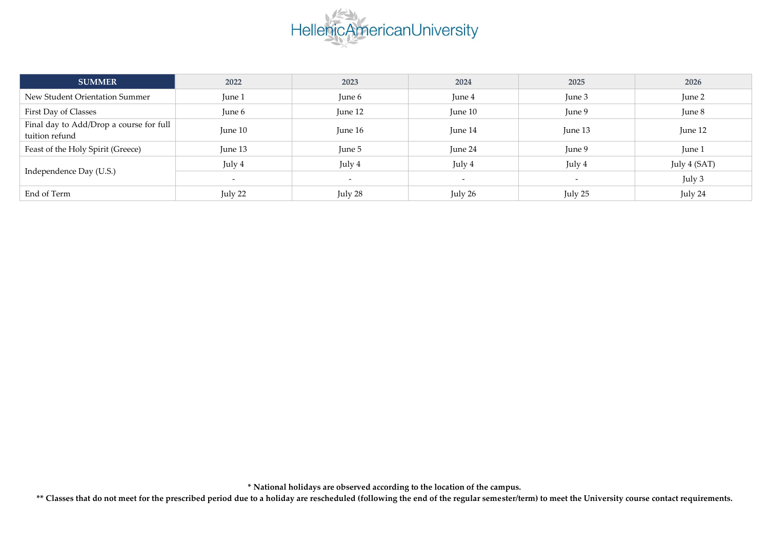HellenicAmericanUniversity

| SUMMER | 2022 | 2023 | 2024 | 2025 | 2026 |
| --- | --- | --- | --- | --- | --- |
| New Student Orientation Summer | June 1 | June 6 | June 4 | June 3 | June 2 |
| First Day of Classes | June 6 | June 12 | June 10 | June 9 | June 8 |
| Final day to Add/Drop a course for full tuition refund | June 10 | June 16 | June 14 | June 13 | June 12 |
| Feast of the Holy Spirit (Greece) | June 13 | June 5 | June 24 | June 9 | June 1 |
| Independence Day (U.S.) | July 4 | July 4 | July 4 | July 4 | July 4 (SAT) |
| | - | - | - | - | July 3 |
| End of Term | July 22 | July 28 | July 26 | July 25 | July 24 |

**\* National holidays are observed according to the location of the campus.**

**\*\* Classes that do not meet for the prescribed period due to a holiday are rescheduled (following the end of the regular semester/term) to meet the University course contact requirements.**